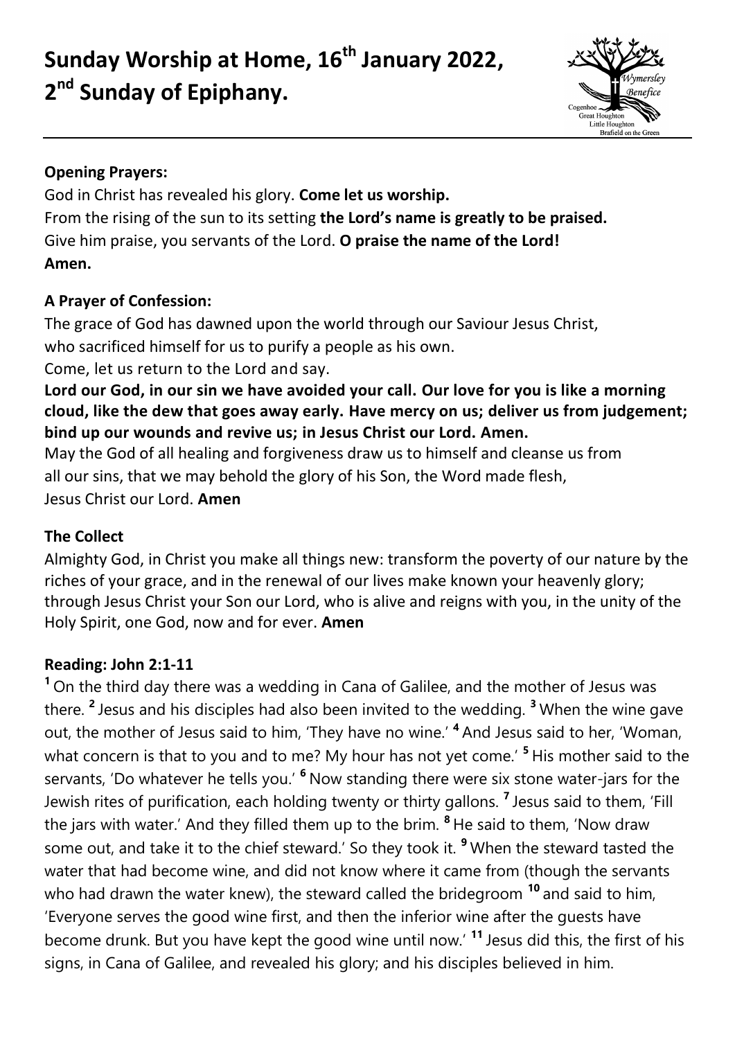# Sunday Worship at Home, 16th January 2022, 2nd Sunday of Epiphany.

**Opening Prayers:**

God in Christ has revealed his glory. **Come let us worship.**
From the rising of the sun to its setting **the Lord's name is greatly to be praised.**
Give him praise, you servants of the Lord. **O praise the name of the Lord!**
**Amen.**

**A Prayer of Confession:**

The grace of God has dawned upon the world through our Saviour Jesus Christ,
who sacrificed himself for us to purify a people as his own.
Come, let us return to the Lord and say.

**Lord our God, in our sin we have avoided your call. Our love for you is like a morning cloud, like the dew that goes away early. Have mercy on us; deliver us from judgement; bind up our wounds and revive us; in Jesus Christ our Lord. Amen.**

May the God of all healing and forgiveness draw us to himself and cleanse us from all our sins, that we may behold the glory of his Son, the Word made flesh, Jesus Christ our Lord. **Amen**

**The Collect**

Almighty God, in Christ you make all things new: transform the poverty of our nature by the riches of your grace, and in the renewal of our lives make known your heavenly glory; through Jesus Christ your Son our Lord, who is alive and reigns with you, in the unity of the Holy Spirit, one God, now and for ever. **Amen**

**Reading: John 2:1-11**

**1** On the third day there was a wedding in Cana of Galilee, and the mother of Jesus was there. **2** Jesus and his disciples had also been invited to the wedding. **3** When the wine gave out, the mother of Jesus said to him, 'They have no wine.' **4** And Jesus said to her, 'Woman, what concern is that to you and to me? My hour has not yet come.' **5** His mother said to the servants, 'Do whatever he tells you.' **6** Now standing there were six stone water-jars for the Jewish rites of purification, each holding twenty or thirty gallons. **7** Jesus said to them, 'Fill the jars with water.' And they filled them up to the brim. **8** He said to them, 'Now draw some out, and take it to the chief steward.' So they took it. **9** When the steward tasted the water that had become wine, and did not know where it came from (though the servants who had drawn the water knew), the steward called the bridegroom **10** and said to him, 'Everyone serves the good wine first, and then the inferior wine after the guests have become drunk. But you have kept the good wine until now.' **11** Jesus did this, the first of his signs, in Cana of Galilee, and revealed his glory; and his disciples believed in him.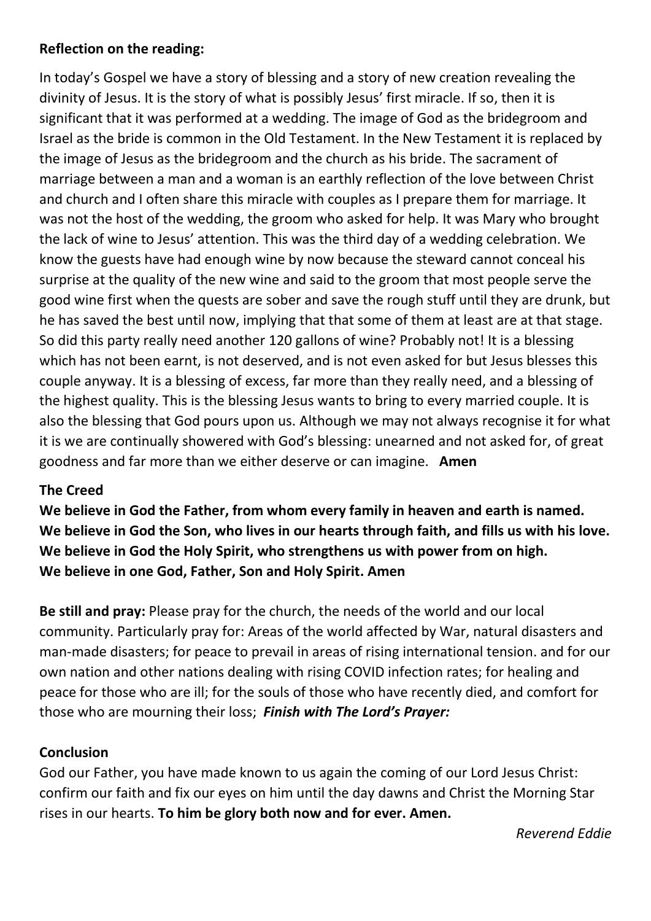**Reflection on the reading:**

In today's Gospel we have a story of blessing and a story of new creation revealing the divinity of Jesus. It is the story of what is possibly Jesus' first miracle. If so, then it is significant that it was performed at a wedding. The image of God as the bridegroom and Israel as the bride is common in the Old Testament. In the New Testament it is replaced by the image of Jesus as the bridegroom and the church as his bride. The sacrament of marriage between a man and a woman is an earthly reflection of the love between Christ and church and I often share this miracle with couples as I prepare them for marriage. It was not the host of the wedding, the groom who asked for help. It was Mary who brought the lack of wine to Jesus' attention. This was the third day of a wedding celebration. We know the guests have had enough wine by now because the steward cannot conceal his surprise at the quality of the new wine and said to the groom that most people serve the good wine first when the quests are sober and save the rough stuff until they are drunk, but he has saved the best until now, implying that that some of them at least are at that stage. So did this party really need another 120 gallons of wine? Probably not! It is a blessing which has not been earnt, is not deserved, and is not even asked for but Jesus blesses this couple anyway. It is a blessing of excess, far more than they really need, and a blessing of the highest quality. This is the blessing Jesus wants to bring to every married couple. It is also the blessing that God pours upon us. Although we may not always recognise it for what it is we are continually showered with God's blessing: unearned and not asked for, of great goodness and far more than we either deserve or can imagine. **Amen**

**The Creed**

**We believe in God the Father, from whom every family in heaven and earth is named.**
**We believe in God the Son, who lives in our hearts through faith, and fills us with his love.**
**We believe in God the Holy Spirit, who strengthens us with power from on high.**
**We believe in one God, Father, Son and Holy Spirit. Amen**

**Be still and pray:** Please pray for the church, the needs of the world and our local community. Particularly pray for: Areas of the world affected by War, natural disasters and man-made disasters; for peace to prevail in areas of rising international tension. and for our own nation and other nations dealing with rising COVID infection rates; for healing and peace for those who are ill; for the souls of those who have recently died, and comfort for those who are mourning their loss; ***Finish with The Lord's Prayer:***

**Conclusion**

God our Father, you have made known to us again the coming of our Lord Jesus Christ: confirm our faith and fix our eyes on him until the day dawns and Christ the Morning Star rises in our hearts. **To him be glory both now and for ever. Amen.**

*Reverend Eddie*